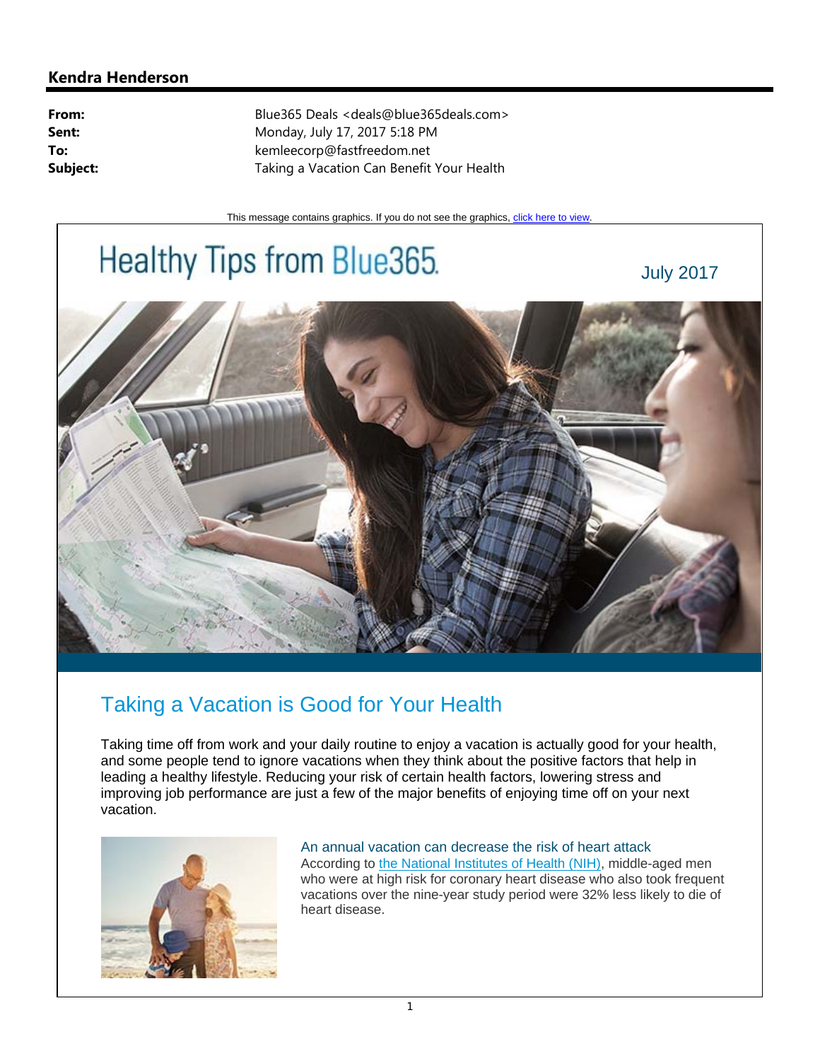## Kendra Henderson

**From:** Blue365 Deals <deals@blue365deals.com>
**Sent:** Monday, July 17, 2017 5:18 PM
**To:** kemleecorp@fastfreedom.net
**Subject:** Taking a Vacation Can Benefit Your Health

This message contains graphics. If you do not see the graphics, [click here to view](#).

# Healthy Tips from Blue365.

July 2017

## Taking a Vacation is Good for Your Health

Taking time off from work and your daily routine to enjoy a vacation is actually good for your health, and some people tend to ignore vacations when they think about the positive factors that help in leading a healthy lifestyle. Reducing your risk of certain health factors, lowering stress and improving job performance are just a few of the major benefits of enjoying time off on your next vacation.

### An annual vacation can decrease the risk of heart attack

According to [the National Institutes of Health (NIH)](#), middle-aged men who were at high risk for coronary heart disease who also took frequent vacations over the nine-year study period were 32% less likely to die of heart disease.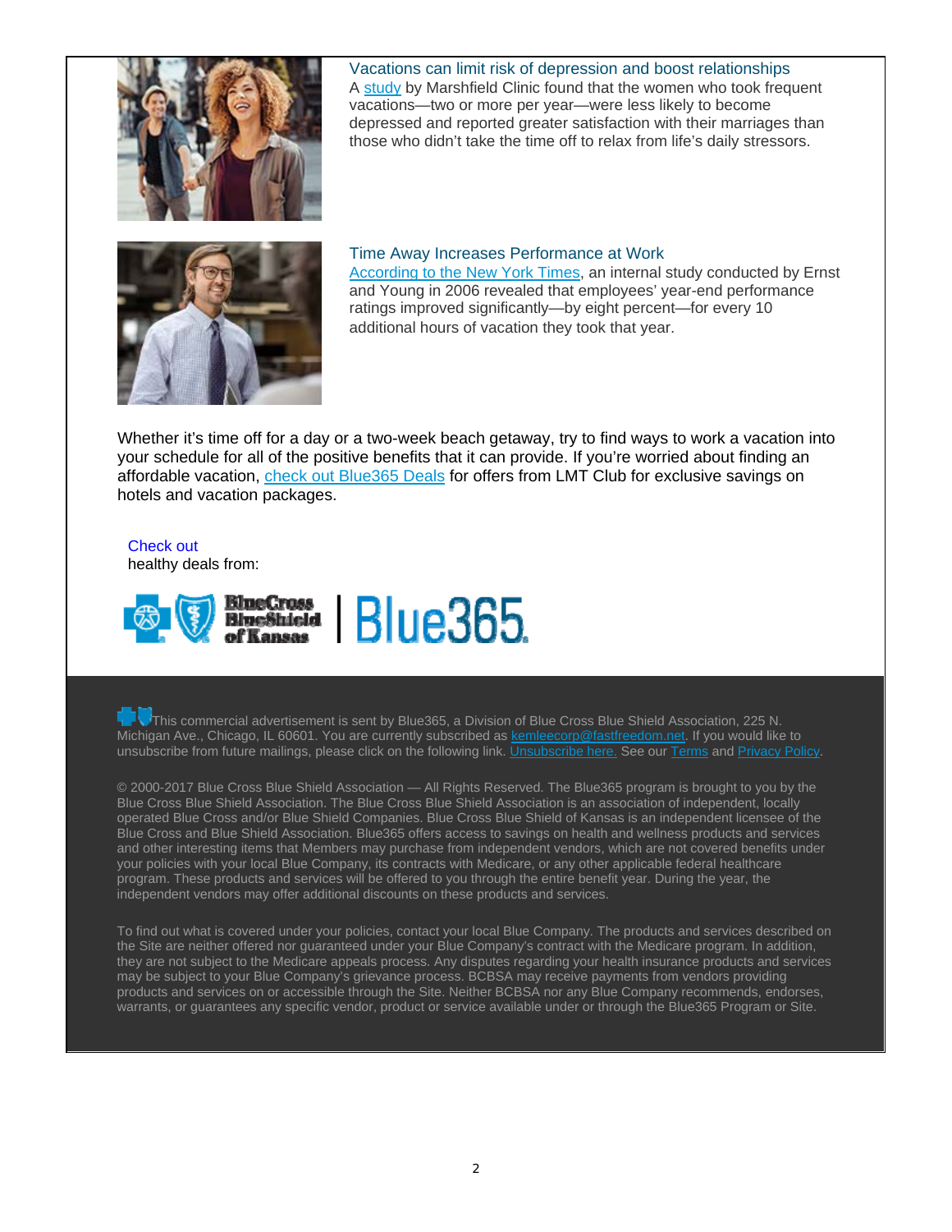### Vacations can limit risk of depression and boost relationships

A study by Marshfield Clinic found that the women who took frequent vacations—two or more per year—were less likely to become depressed and reported greater satisfaction with their marriages than those who didn't take the time off to relax from life's daily stressors.

### Time Away Increases Performance at Work

According to the New York Times, an internal study conducted by Ernst and Young in 2006 revealed that employees' year-end performance ratings improved significantly—by eight percent—for every 10 additional hours of vacation they took that year.

Whether it's time off for a day or a two-week beach getaway, try to find ways to work a vacation into your schedule for all of the positive benefits that it can provide. If you're worried about finding an affordable vacation, check out Blue365 Deals for offers from LMT Club for exclusive savings on hotels and vacation packages.

Check out
healthy deals from:

BlueCross BlueShield of Kansas | Blue365

This commercial advertisement is sent by Blue365, a Division of Blue Cross Blue Shield Association, 225 N. Michigan Ave., Chicago, IL 60601. You are currently subscribed as kemleecorp@fastfreedom.net. If you would like to unsubscribe from future mailings, please click on the following link. Unsubscribe here. See our Terms and Privacy Policy.

© 2000-2017 Blue Cross Blue Shield Association — All Rights Reserved. The Blue365 program is brought to you by the Blue Cross Blue Shield Association. The Blue Cross Blue Shield Association is an association of independent, locally operated Blue Cross and/or Blue Shield Companies. Blue Cross Blue Shield of Kansas is an independent licensee of the Blue Cross and Blue Shield Association. Blue365 offers access to savings on health and wellness products and services and other interesting items that Members may purchase from independent vendors, which are not covered benefits under your policies with your local Blue Company, its contracts with Medicare, or any other applicable federal healthcare program. These products and services will be offered to you through the entire benefit year. During the year, the independent vendors may offer additional discounts on these products and services.

To find out what is covered under your policies, contact your local Blue Company. The products and services described on the Site are neither offered nor guaranteed under your Blue Company's contract with the Medicare program. In addition, they are not subject to the Medicare appeals process. Any disputes regarding your health insurance products and services may be subject to your Blue Company's grievance process. BCBSA may receive payments from vendors providing products and services on or accessible through the Site. Neither BCBSA nor any Blue Company recommends, endorses, warrants, or guarantees any specific vendor, product or service available under or through the Blue365 Program or Site.